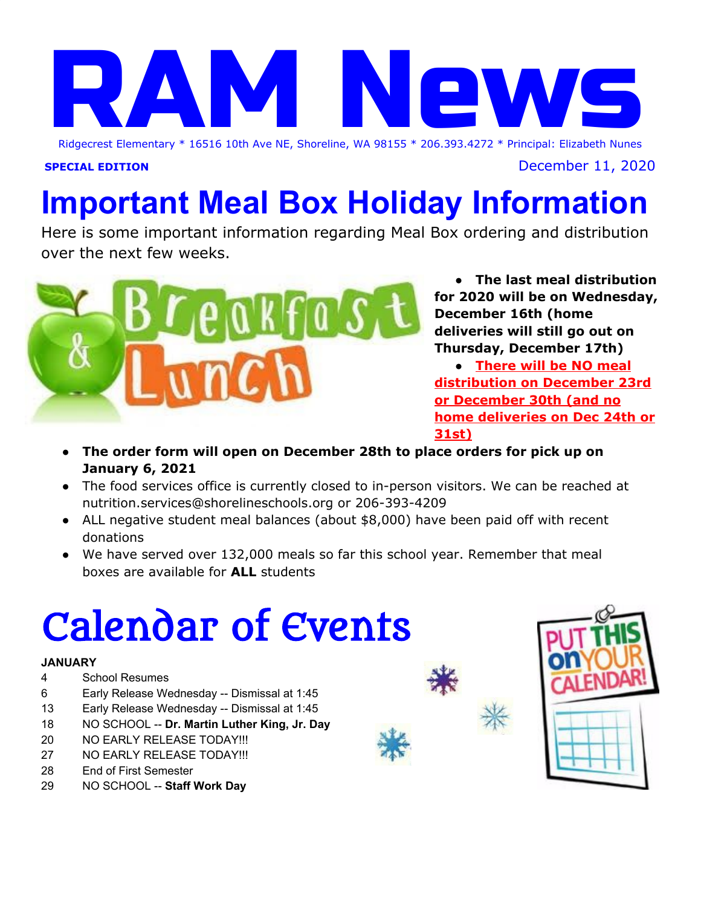# RAM News

Ridgecrest Elementary * 16516 10th Ave NE, Shoreline, WA 98155 * 206.393.4272 * Principal: Elizabeth Nunes

**SPECIAL EDITION** December 11, 2020

# Important Meal Box Holiday Information

Here is some important information regarding Meal Box ordering and distribution over the next few weeks.

- **The last meal distribution for 2020 will be on Wednesday, December 16th (home deliveries will still go out on Thursday, December 17th)**
- **There will be NO meal distribution on December 23rd or December 30th (and no home deliveries on Dec 24th or 31st)**
- **The order form will open on December 28th to place orders for pick up on January 6, 2021**
- The food services office is currently closed to in-person visitors. We can be reached at nutrition.services@shorelineschools.org or 206-393-4209
- ALL negative student meal balances (about $8,000) have been paid off with recent donations
- We have served over 132,000 meals so far this school year. Remember that meal boxes are available for **ALL** students

# Calendar of Events

**JANUARY**

| | |
|---|---|
| 4 | School Resumes |
| 6 | Early Release Wednesday -- Dismissal at 1:45 |
| 13 | Early Release Wednesday -- Dismissal at 1:45 |
| 18 | NO SCHOOL -- **Dr. Martin Luther King, Jr. Day** |
| 20 | NO EARLY RELEASE TODAY!!! |
| 27 | NO EARLY RELEASE TODAY!!! |
| 28 | End of First Semester |
| 29 | NO SCHOOL -- **Staff Work Day** |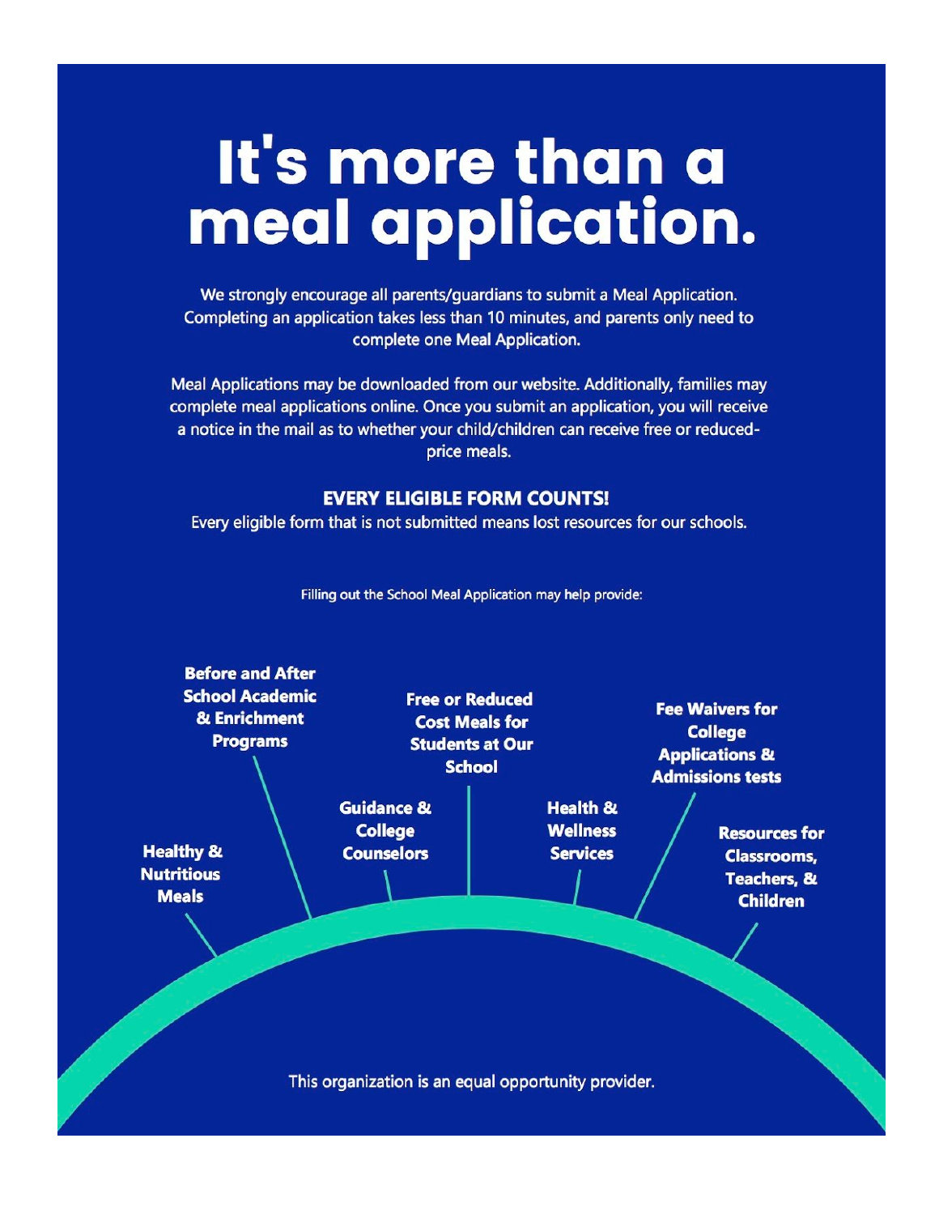# It's more than a meal application.

We strongly encourage all parents/guardians to submit a Meal Application. Completing an application takes less than 10 minutes, and parents only need to complete one Meal Application.

Meal Applications may be downloaded from our website. Additionally, families may complete meal applications online. Once you submit an application, you will receive a notice in the mail as to whether your child/children can receive free or reduced-price meals.

**EVERY ELIGIBLE FORM COUNTS!**

Every eligible form that is not submitted means lost resources for our schools.

Filling out the School Meal Application may help provide:

- **Healthy & Nutritious Meals**
- **Before and After School Academic & Enrichment Programs**
- **Guidance & College Counselors**
- **Free or Reduced Cost Meals for Students at Our School**
- **Health & Wellness Services**
- **Fee Waivers for College Applications & Admissions tests**
- **Resources for Classrooms, Teachers, & Children**

This organization is an equal opportunity provider.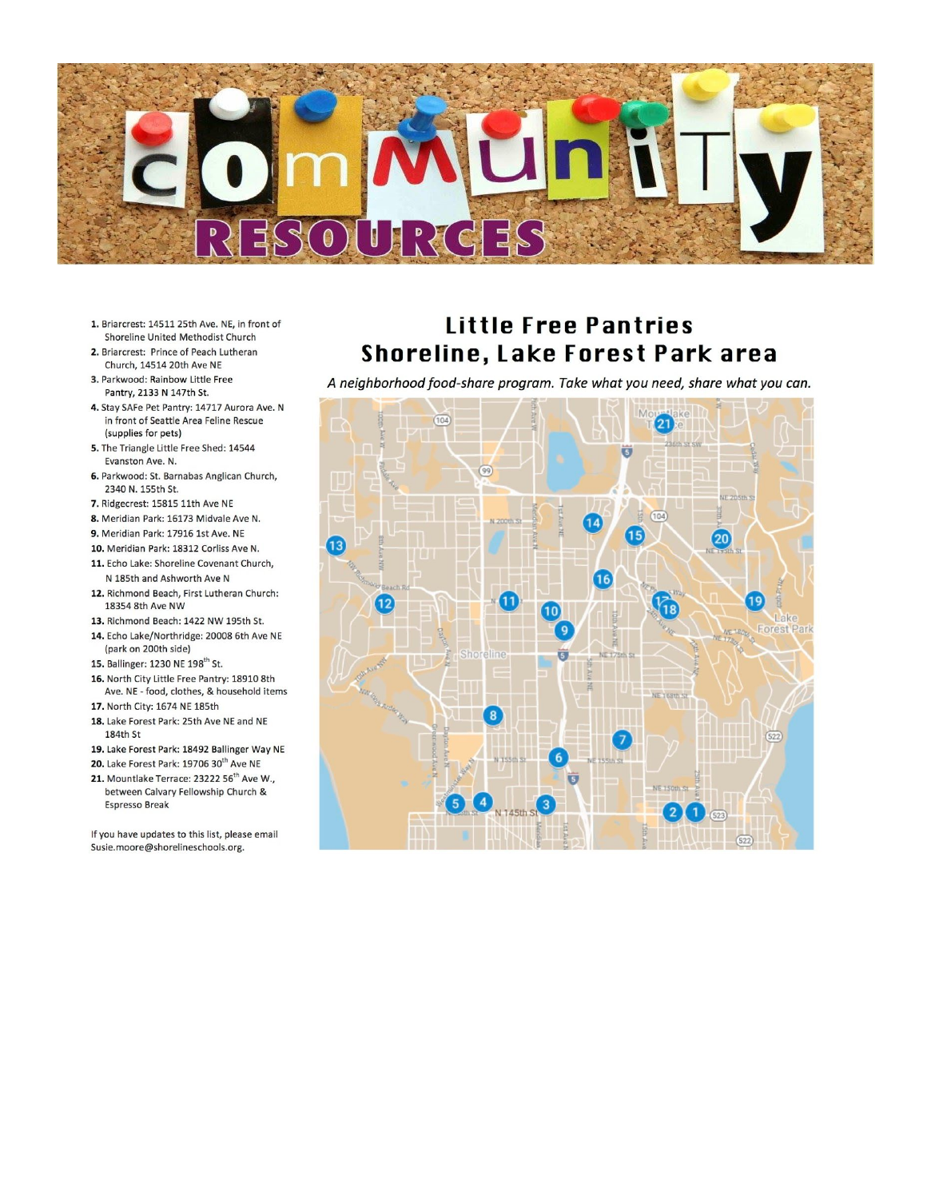# Community Resources

## Little Free Pantries
## Shoreline, Lake Forest Park area

*A neighborhood food-share program. Take what you need, share what you can.*

1. **Briarcrest:** 14511 25th Ave. NE, in front of Shoreline United Methodist Church
2. **Briarcrest:** Prince of Peach Lutheran Church, 14514 20th Ave NE
3. **Parkwood:** Rainbow Little Free Pantry, 2133 N 147th St.
4. **Stay SAFe Pet Pantry:** 14717 Aurora Ave. N in front of Seattle Area Feline Rescue (supplies for pets)
5. **The Triangle Little Free Shed:** 14544 Evanston Ave. N.
6. **Parkwood:** St. Barnabas Anglican Church, 2340 N. 155th St.
7. **Ridgecrest:** 15815 11th Ave NE
8. **Meridian Park:** 16173 Midvale Ave N.
9. **Meridian Park:** 17916 1st Ave. NE
10. **Meridian Park:** 18312 Corliss Ave N.
11. **Echo Lake:** Shoreline Covenant Church, N 185th and Ashworth Ave N
12. **Richmond Beach, First Lutheran Church:** 18354 8th Ave NW
13. **Richmond Beach:** 1422 NW 195th St.
14. **Echo Lake/Northridge:** 20008 6th Ave NE (park on 200th side)
15. **Ballinger:** 1230 NE 198th St.
16. **North City Little Free Pantry:** 18910 8th Ave. NE - food, clothes, & household items
17. **North City:** 1674 NE 185th
18. **Lake Forest Park:** 25th Ave NE and NE 184th St
19. **Lake Forest Park:** 18492 Ballinger Way NE
20. **Lake Forest Park:** 19706 30th Ave NE
21. **Mountlake Terrace:** 23222 56th Ave W., between Calvary Fellowship Church & Espresso Break

If you have updates to this list, please email Susie.moore@shorelineschools.org.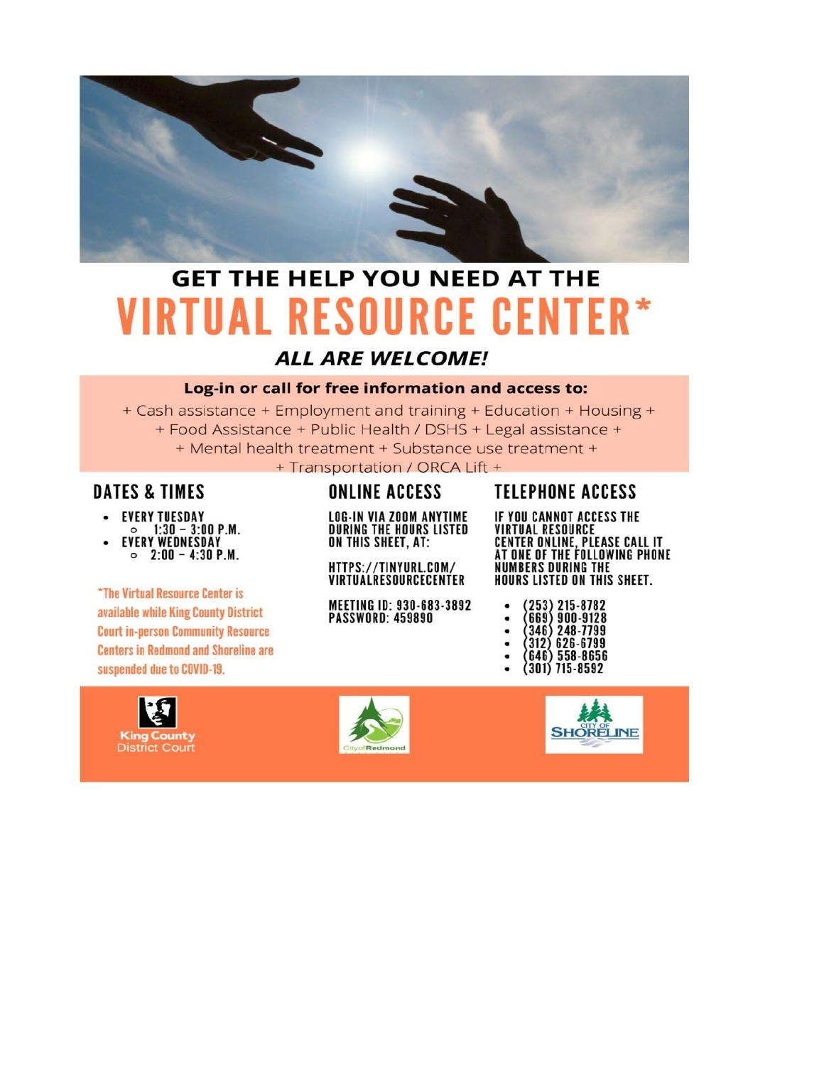# GET THE HELP YOU NEED AT THE

# VIRTUAL RESOURCE CENTER*

***ALL ARE WELCOME!***

**Log-in or call for free information and access to:**

+ Cash assistance + Employment and training + Education + Housing +
+ Food Assistance + Public Health / DSHS + Legal assistance +
+ Mental health treatment + Substance use treatment +
+ Transportation / ORCA Lift +

## DATES & TIMES

- EVERY TUESDAY
  - 1:30 – 3:00 P.M.
- EVERY WEDNESDAY
  - 2:00 – 4:30 P.M.

*The Virtual Resource Center is available while King County District Court in-person Community Resource Centers in Redmond and Shoreline are suspended due to COVID-19.

## ONLINE ACCESS

LOG-IN VIA ZOOM ANYTIME DURING THE HOURS LISTED ON THIS SHEET, AT:

HTTPS://TINYURL.COM/VIRTUALRESOURCECENTER

MEETING ID: 930-683-3892
PASSWORD: 459890

## TELEPHONE ACCESS

IF YOU CANNOT ACCESS THE VIRTUAL RESOURCE CENTER ONLINE, PLEASE CALL IT AT ONE OF THE FOLLOWING PHONE NUMBERS DURING THE HOURS LISTED ON THIS SHEET.

- (253) 215-8782
- (669) 900-9128
- (346) 248-7799
- (312) 626-6799
- (646) 558-8656
- (301) 715-8592

King County District Court

City of Redmond

City of Shoreline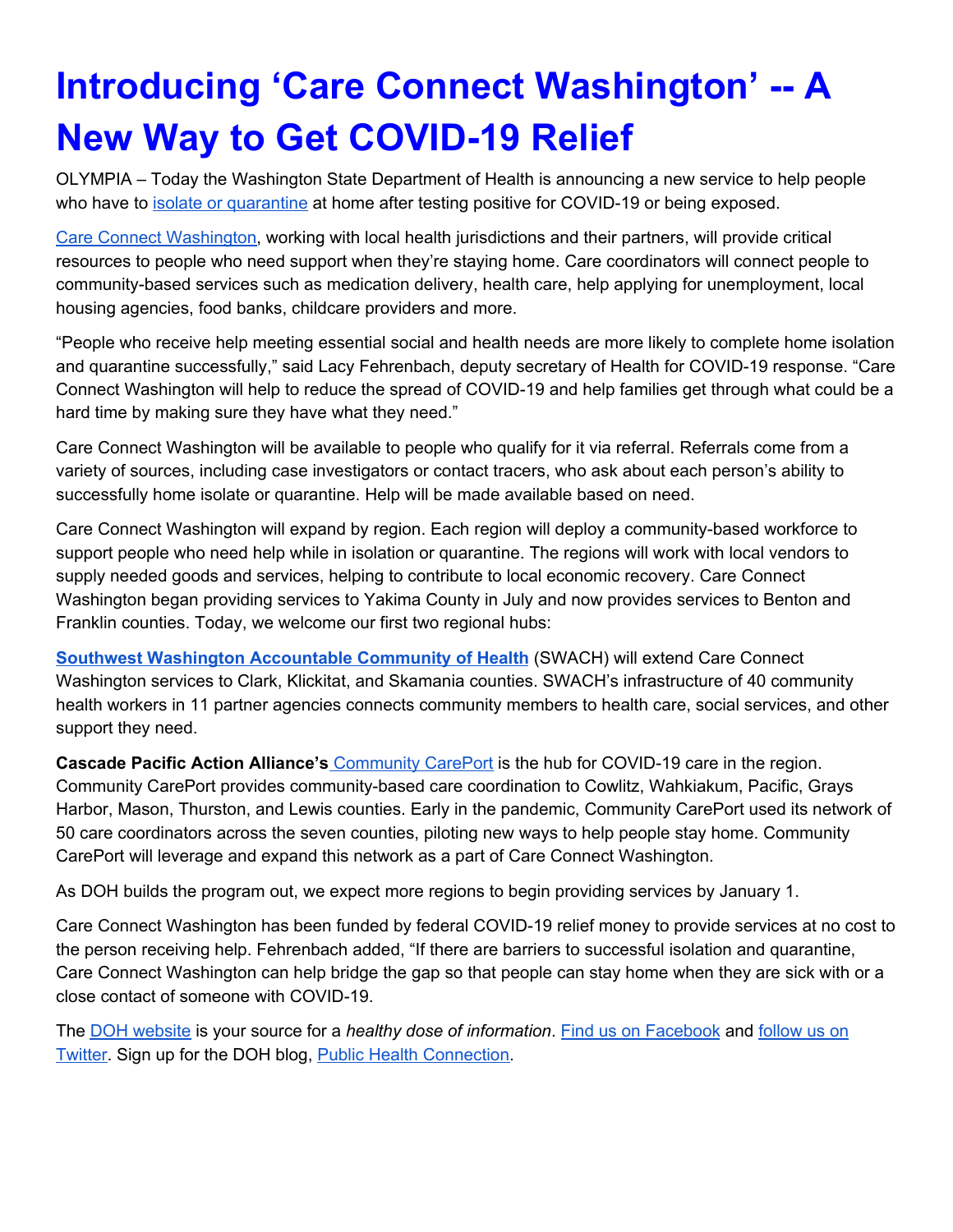# Introducing 'Care Connect Washington' -- A New Way to Get COVID-19 Relief

OLYMPIA – Today the Washington State Department of Health is announcing a new service to help people who have to isolate or quarantine at home after testing positive for COVID-19 or being exposed.

Care Connect Washington, working with local health jurisdictions and their partners, will provide critical resources to people who need support when they're staying home. Care coordinators will connect people to community-based services such as medication delivery, health care, help applying for unemployment, local housing agencies, food banks, childcare providers and more.

"People who receive help meeting essential social and health needs are more likely to complete home isolation and quarantine successfully," said Lacy Fehrenbach, deputy secretary of Health for COVID-19 response. "Care Connect Washington will help to reduce the spread of COVID-19 and help families get through what could be a hard time by making sure they have what they need."

Care Connect Washington will be available to people who qualify for it via referral. Referrals come from a variety of sources, including case investigators or contact tracers, who ask about each person's ability to successfully home isolate or quarantine. Help will be made available based on need.

Care Connect Washington will expand by region. Each region will deploy a community-based workforce to support people who need help while in isolation or quarantine. The regions will work with local vendors to supply needed goods and services, helping to contribute to local economic recovery. Care Connect Washington began providing services to Yakima County in July and now provides services to Benton and Franklin counties. Today, we welcome our first two regional hubs:

**Southwest Washington Accountable Community of Health** (SWACH) will extend Care Connect Washington services to Clark, Klickitat, and Skamania counties. SWACH's infrastructure of 40 community health workers in 11 partner agencies connects community members to health care, social services, and other support they need.

**Cascade Pacific Action Alliance's** Community CarePort is the hub for COVID-19 care in the region. Community CarePort provides community-based care coordination to Cowlitz, Wahkiakum, Pacific, Grays Harbor, Mason, Thurston, and Lewis counties. Early in the pandemic, Community CarePort used its network of 50 care coordinators across the seven counties, piloting new ways to help people stay home. Community CarePort will leverage and expand this network as a part of Care Connect Washington.

As DOH builds the program out, we expect more regions to begin providing services by January 1.

Care Connect Washington has been funded by federal COVID-19 relief money to provide services at no cost to the person receiving help. Fehrenbach added, "If there are barriers to successful isolation and quarantine, Care Connect Washington can help bridge the gap so that people can stay home when they are sick with or a close contact of someone with COVID-19.

The DOH website is your source for a *healthy dose of information*. Find us on Facebook and follow us on Twitter. Sign up for the DOH blog, Public Health Connection.